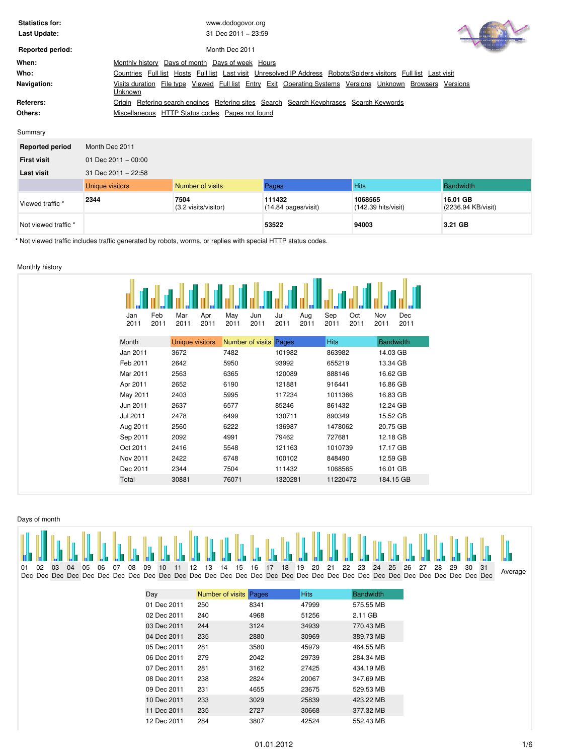| | |
|---|---|
| **Statistics for:** | www.dodogovor.org |
| **Last Update:** | 31 Dec 2011 – 23:59 |
| **Reported period:** | Month Dec 2011 |

| | |
|---|---|
| **When:** | Monthly history Days of month Days of week Hours |
| **Who:** | Countries Full list Hosts Full list Last visit Unresolved IP Address Robots/Spiders visitors Full list Last visit |
| **Navigation:** | Visits duration File type Viewed Full list Entry Exit Operating Systems Versions Unknown Browsers Versions Unknown |
| **Referers:** | Origin Refering search engines Refering sites Search Search Keyphrases Search Keywords |
| **Others:** | Miscellaneous HTTP Status codes Pages not found |

## Summary

| **Reported period** | Month Dec 2011 | | | |
|---|---|---|---|---|
| **First visit** | 01 Dec 2011 – 00:00 | | | |
| **Last visit** | 31 Dec 2011 – 22:58 | | | |

| | Unique visitors | Number of visits | Pages | Hits | Bandwidth |
|---|---|---|---|---|---|
| Viewed traffic * | **2344** | **7504** (3.2 visits/visitor) | **111432** (14.84 pages/visit) | **1068565** (142.39 hits/visit) | **16.01 GB** (2236.94 KB/visit) |
| Not viewed traffic * | | | **53522** | **94003** | **3.21 GB** |

* Not viewed traffic includes traffic generated by robots, worms, or replies with special HTTP status codes.

## Monthly history

| Month | Unique visitors | Number of visits | Pages | Hits | Bandwidth |
|---|---|---|---|---|---|
| Jan 2011 | 3672 | 7482 | 101982 | 863982 | 14.03 GB |
| Feb 2011 | 2642 | 5950 | 93992 | 655219 | 13.34 GB |
| Mar 2011 | 2563 | 6365 | 120089 | 888146 | 16.62 GB |
| Apr 2011 | 2652 | 6190 | 121881 | 916441 | 16.86 GB |
| May 2011 | 2403 | 5995 | 117234 | 1011366 | 16.83 GB |
| Jun 2011 | 2637 | 6577 | 85246 | 861432 | 12.24 GB |
| Jul 2011 | 2478 | 6499 | 130711 | 890349 | 15.52 GB |
| Aug 2011 | 2560 | 6222 | 136987 | 1478062 | 20.75 GB |
| Sep 2011 | 2092 | 4991 | 79462 | 727681 | 12.18 GB |
| Oct 2011 | 2416 | 5548 | 121163 | 1010739 | 17.17 GB |
| Nov 2011 | 2422 | 6748 | 100102 | 848490 | 12.59 GB |
| Dec 2011 | 2344 | 7504 | 111432 | 1068565 | 16.01 GB |
| Total | 30881 | 76071 | 1320281 | 11220472 | 184.15 GB |

## Days of month

| Day | Number of visits | Pages | Hits | Bandwidth |
|---|---|---|---|---|
| 01 Dec 2011 | 250 | 8341 | 47999 | 575.55 MB |
| 02 Dec 2011 | 240 | 4968 | 51256 | 2.11 GB |
| 03 Dec 2011 | 244 | 3124 | 34939 | 770.43 MB |
| 04 Dec 2011 | 235 | 2880 | 30969 | 389.73 MB |
| 05 Dec 2011 | 281 | 3580 | 45979 | 464.55 MB |
| 06 Dec 2011 | 279 | 2042 | 29739 | 284.34 MB |
| 07 Dec 2011 | 281 | 3162 | 27425 | 434.19 MB |
| 08 Dec 2011 | 238 | 2824 | 20067 | 347.69 MB |
| 09 Dec 2011 | 231 | 4655 | 23675 | 529.53 MB |
| 10 Dec 2011 | 233 | 3029 | 25839 | 423.22 MB |
| 11 Dec 2011 | 235 | 2727 | 30668 | 377.32 MB |
| 12 Dec 2011 | 284 | 3807 | 42524 | 552.43 MB |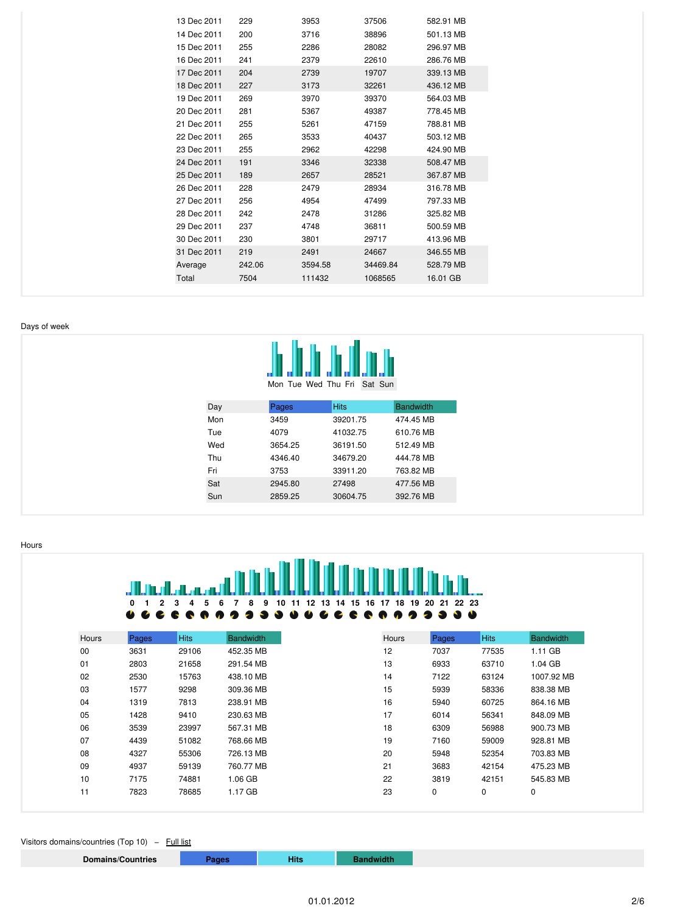| | | | | |
|---|---|---|---|---|
| 13 Dec 2011 | 229 | 3953 | 37506 | 582.91 MB |
| 14 Dec 2011 | 200 | 3716 | 38896 | 501.13 MB |
| 15 Dec 2011 | 255 | 2286 | 28082 | 296.97 MB |
| 16 Dec 2011 | 241 | 2379 | 22610 | 286.76 MB |
| 17 Dec 2011 | 204 | 2739 | 19707 | 339.13 MB |
| 18 Dec 2011 | 227 | 3173 | 32261 | 436.12 MB |
| 19 Dec 2011 | 269 | 3970 | 39370 | 564.03 MB |
| 20 Dec 2011 | 281 | 5367 | 49387 | 778.45 MB |
| 21 Dec 2011 | 255 | 5261 | 47159 | 788.81 MB |
| 22 Dec 2011 | 265 | 3533 | 40437 | 503.12 MB |
| 23 Dec 2011 | 255 | 2962 | 42298 | 424.90 MB |
| 24 Dec 2011 | 191 | 3346 | 32338 | 508.47 MB |
| 25 Dec 2011 | 189 | 2657 | 28521 | 367.87 MB |
| 26 Dec 2011 | 228 | 2479 | 28934 | 316.78 MB |
| 27 Dec 2011 | 256 | 4954 | 47499 | 797.33 MB |
| 28 Dec 2011 | 242 | 2478 | 31286 | 325.82 MB |
| 29 Dec 2011 | 237 | 4748 | 36811 | 500.59 MB |
| 30 Dec 2011 | 230 | 3801 | 29717 | 413.96 MB |
| 31 Dec 2011 | 219 | 2491 | 24667 | 346.55 MB |
| Average | 242.06 | 3594.58 | 34469.84 | 528.79 MB |
| Total | 7504 | 111432 | 1068565 | 16.01 GB |

Days of week

Mon Tue Wed Thu Fri Sat Sun

| Day | Pages | Hits | Bandwidth |
|---|---|---|---|
| Mon | 3459 | 39201.75 | 474.45 MB |
| Tue | 4079 | 41032.75 | 610.76 MB |
| Wed | 3654.25 | 36191.50 | 512.49 MB |
| Thu | 4346.40 | 34679.20 | 444.78 MB |
| Fri | 3753 | 33911.20 | 763.82 MB |
| Sat | 2945.80 | 27498 | 477.56 MB |
| Sun | 2859.25 | 30604.75 | 392.76 MB |

Hours

0 1 2 3 4 5 6 7 8 9 10 11 12 13 14 15 16 17 18 19 20 21 22 23

| Hours | Pages | Hits | Bandwidth |
|---|---|---|---|
| 00 | 3631 | 29106 | 452.35 MB |
| 01 | 2803 | 21658 | 291.54 MB |
| 02 | 2530 | 15763 | 438.10 MB |
| 03 | 1577 | 9298 | 309.36 MB |
| 04 | 1319 | 7813 | 238.91 MB |
| 05 | 1428 | 9410 | 230.63 MB |
| 06 | 3539 | 23997 | 567.31 MB |
| 07 | 4439 | 51082 | 768.66 MB |
| 08 | 4327 | 55306 | 726.13 MB |
| 09 | 4937 | 59139 | 760.77 MB |
| 10 | 7175 | 74881 | 1.06 GB |
| 11 | 7823 | 78685 | 1.17 GB |

| Hours | Pages | Hits | Bandwidth |
|---|---|---|---|
| 12 | 7037 | 77535 | 1.11 GB |
| 13 | 6933 | 63710 | 1.04 GB |
| 14 | 7122 | 63124 | 1007.92 MB |
| 15 | 5939 | 58336 | 838.38 MB |
| 16 | 5940 | 60725 | 864.16 MB |
| 17 | 6014 | 56341 | 848.09 MB |
| 18 | 6309 | 56988 | 900.73 MB |
| 19 | 7160 | 59009 | 928.81 MB |
| 20 | 5948 | 52354 | 703.83 MB |
| 21 | 3683 | 42154 | 475.23 MB |
| 22 | 3819 | 42151 | 545.83 MB |
| 23 | 0 | 0 | 0 |

Visitors domains/countries (Top 10) – Full list

| Domains/Countries | Pages | Hits | Bandwidth |
|---|---|---|---|

01.01.2012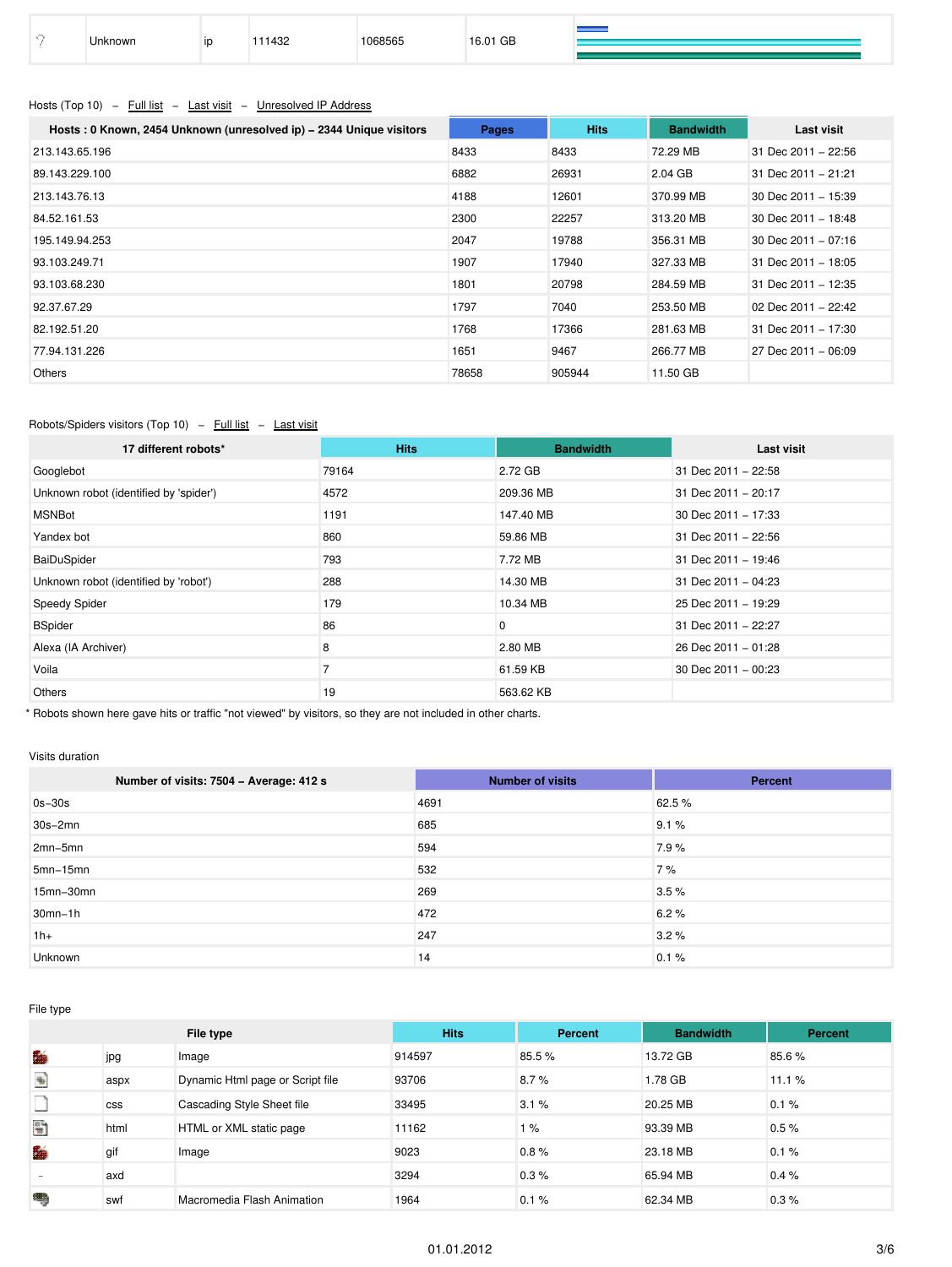| | Unknown | ip | 111432 | 1068565 | 16.01 GB | |
|---|---|---|---|---|---|---|

Hosts (Top 10) – Full list – Last visit – Unresolved IP Address

| Hosts : 0 Known, 2454 Unknown (unresolved ip) – 2344 Unique visitors | Pages | Hits | Bandwidth | Last visit |
|---|---|---|---|---|
| 213.143.65.196 | 8433 | 8433 | 72.29 MB | 31 Dec 2011 – 22:56 |
| 89.143.229.100 | 6882 | 26931 | 2.04 GB | 31 Dec 2011 – 21:21 |
| 213.143.76.13 | 4188 | 12601 | 370.99 MB | 30 Dec 2011 – 15:39 |
| 84.52.161.53 | 2300 | 22257 | 313.20 MB | 30 Dec 2011 – 18:48 |
| 195.149.94.253 | 2047 | 19788 | 356.31 MB | 30 Dec 2011 – 07:16 |
| 93.103.249.71 | 1907 | 17940 | 327.33 MB | 31 Dec 2011 – 18:05 |
| 93.103.68.230 | 1801 | 20798 | 284.59 MB | 31 Dec 2011 – 12:35 |
| 92.37.67.29 | 1797 | 7040 | 253.50 MB | 02 Dec 2011 – 22:42 |
| 82.192.51.20 | 1768 | 17366 | 281.63 MB | 31 Dec 2011 – 17:30 |
| 77.94.131.226 | 1651 | 9467 | 266.77 MB | 27 Dec 2011 – 06:09 |
| Others | 78658 | 905944 | 11.50 GB | |

Robots/Spiders visitors (Top 10) – Full list – Last visit

| 17 different robots* | Hits | Bandwidth | Last visit |
|---|---|---|---|
| Googlebot | 79164 | 2.72 GB | 31 Dec 2011 – 22:58 |
| Unknown robot (identified by 'spider') | 4572 | 209.36 MB | 31 Dec 2011 – 20:17 |
| MSNBot | 1191 | 147.40 MB | 30 Dec 2011 – 17:33 |
| Yandex bot | 860 | 59.86 MB | 31 Dec 2011 – 22:56 |
| BaiDuSpider | 793 | 7.72 MB | 31 Dec 2011 – 19:46 |
| Unknown robot (identified by 'robot') | 288 | 14.30 MB | 31 Dec 2011 – 04:23 |
| Speedy Spider | 179 | 10.34 MB | 25 Dec 2011 – 19:29 |
| BSpider | 86 | 0 | 31 Dec 2011 – 22:27 |
| Alexa (IA Archiver) | 8 | 2.80 MB | 26 Dec 2011 – 01:28 |
| Voila | 7 | 61.59 KB | 30 Dec 2011 – 00:23 |
| Others | 19 | 563.62 KB | |

* Robots shown here gave hits or traffic "not viewed" by visitors, so they are not included in other charts.

Visits duration

| Number of visits: 7504 – Average: 412 s | Number of visits | Percent |
|---|---|---|
| 0s–30s | 4691 | 62.5 % |
| 30s–2mn | 685 | 9.1 % |
| 2mn–5mn | 594 | 7.9 % |
| 5mn–15mn | 532 | 7 % |
| 15mn–30mn | 269 | 3.5 % |
| 30mn–1h | 472 | 6.2 % |
| 1h+ | 247 | 3.2 % |
| Unknown | 14 | 0.1 % |

File type

| | File type | | Hits | Percent | Bandwidth | Percent |
|---|---|---|---|---|---|---|
| | jpg | Image | 914597 | 85.5 % | 13.72 GB | 85.6 % |
| | aspx | Dynamic Html page or Script file | 93706 | 8.7 % | 1.78 GB | 11.1 % |
| | css | Cascading Style Sheet file | 33495 | 3.1 % | 20.25 MB | 0.1 % |
| | html | HTML or XML static page | 11162 | 1 % | 93.39 MB | 0.5 % |
| | gif | Image | 9023 | 0.8 % | 23.18 MB | 0.1 % |
| | axd | | 3294 | 0.3 % | 65.94 MB | 0.4 % |
| | swf | Macromedia Flash Animation | 1964 | 0.1 % | 62.34 MB | 0.3 % |

01.01.2012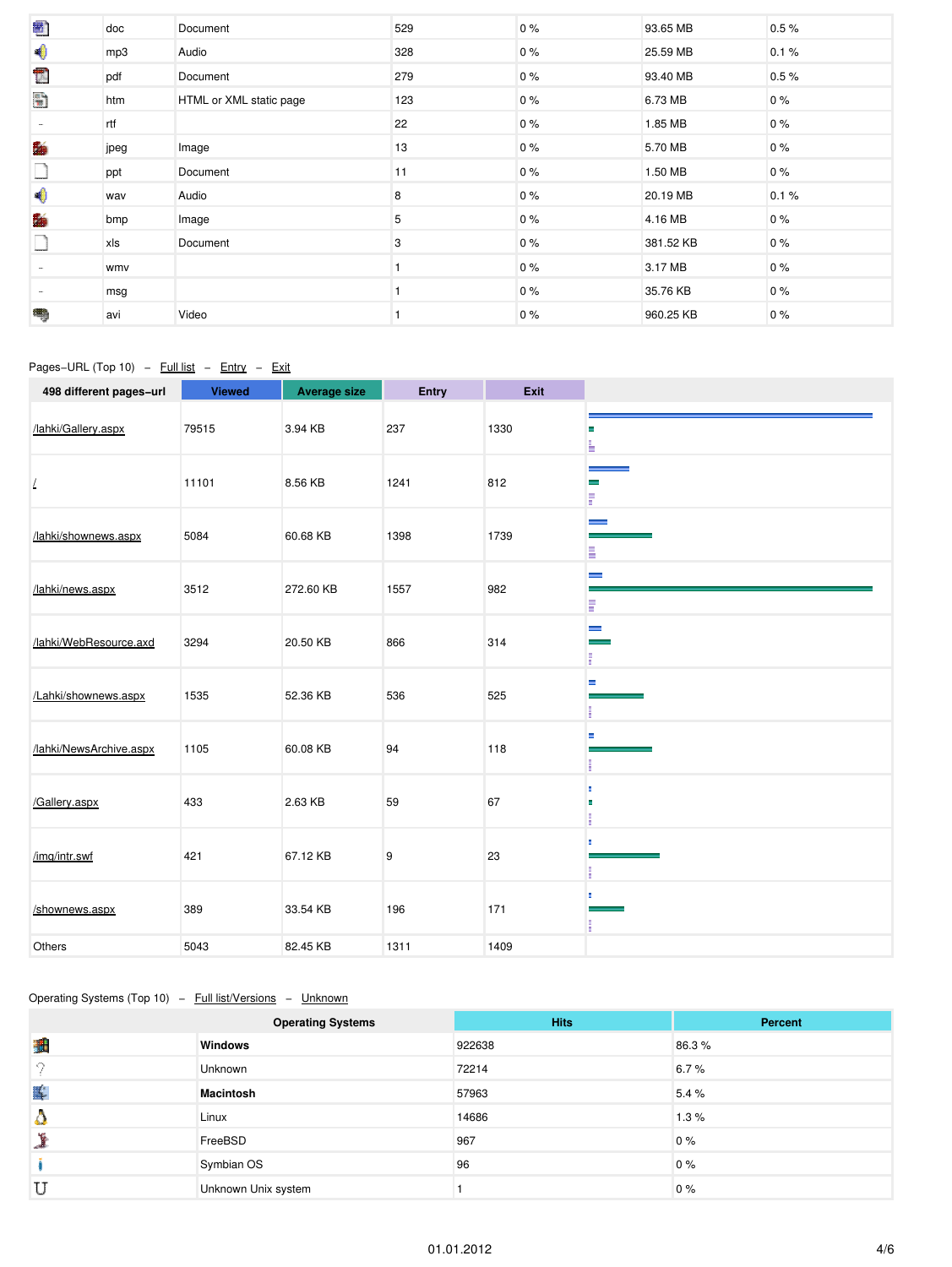| | doc | Document | 529 | 0 % | 93.65 MB | 0.5 % |
|---|---|---|---|---|---|---|
| | mp3 | Audio | 328 | 0 % | 25.59 MB | 0.1 % |
| | pdf | Document | 279 | 0 % | 93.40 MB | 0.5 % |
| | htm | HTML or XML static page | 123 | 0 % | 6.73 MB | 0 % |
| - | rtf | | 22 | 0 % | 1.85 MB | 0 % |
| | jpeg | Image | 13 | 0 % | 5.70 MB | 0 % |
| | ppt | Document | 11 | 0 % | 1.50 MB | 0 % |
| | wav | Audio | 8 | 0 % | 20.19 MB | 0.1 % |
| | bmp | Image | 5 | 0 % | 4.16 MB | 0 % |
| | xls | Document | 3 | 0 % | 381.52 KB | 0 % |
| - | wmv | | 1 | 0 % | 3.17 MB | 0 % |
| - | msg | | 1 | 0 % | 35.76 KB | 0 % |
| | avi | Video | 1 | 0 % | 960.25 KB | 0 % |

Pages-URL (Top 10) – Full list – Entry – Exit

| 498 different pages-url | Viewed | Average size | Entry | Exit |
|---|---|---|---|---|
| /lahki/Gallery.aspx | 79515 | 3.94 KB | 237 | 1330 |
| / | 11101 | 8.56 KB | 1241 | 812 |
| /lahki/shownews.aspx | 5084 | 60.68 KB | 1398 | 1739 |
| /lahki/news.aspx | 3512 | 272.60 KB | 1557 | 982 |
| /lahki/WebResource.axd | 3294 | 20.50 KB | 866 | 314 |
| /Lahki/shownews.aspx | 1535 | 52.36 KB | 536 | 525 |
| /lahki/NewsArchive.aspx | 1105 | 60.08 KB | 94 | 118 |
| /Gallery.aspx | 433 | 2.63 KB | 59 | 67 |
| /img/intr.swf | 421 | 67.12 KB | 9 | 23 |
| /shownews.aspx | 389 | 33.54 KB | 196 | 171 |
| Others | 5043 | 82.45 KB | 1311 | 1409 |

Operating Systems (Top 10) – Full list/Versions – Unknown

| | Operating Systems | Hits | Percent |
|---|---|---|---|
| | **Windows** | 922638 | 86.3 % |
| | Unknown | 72214 | 6.7 % |
| | **Macintosh** | 57963 | 5.4 % |
| | Linux | 14686 | 1.3 % |
| | FreeBSD | 967 | 0 % |
| | Symbian OS | 96 | 0 % |
| | Unknown Unix system | 1 | 0 % |

01.01.2012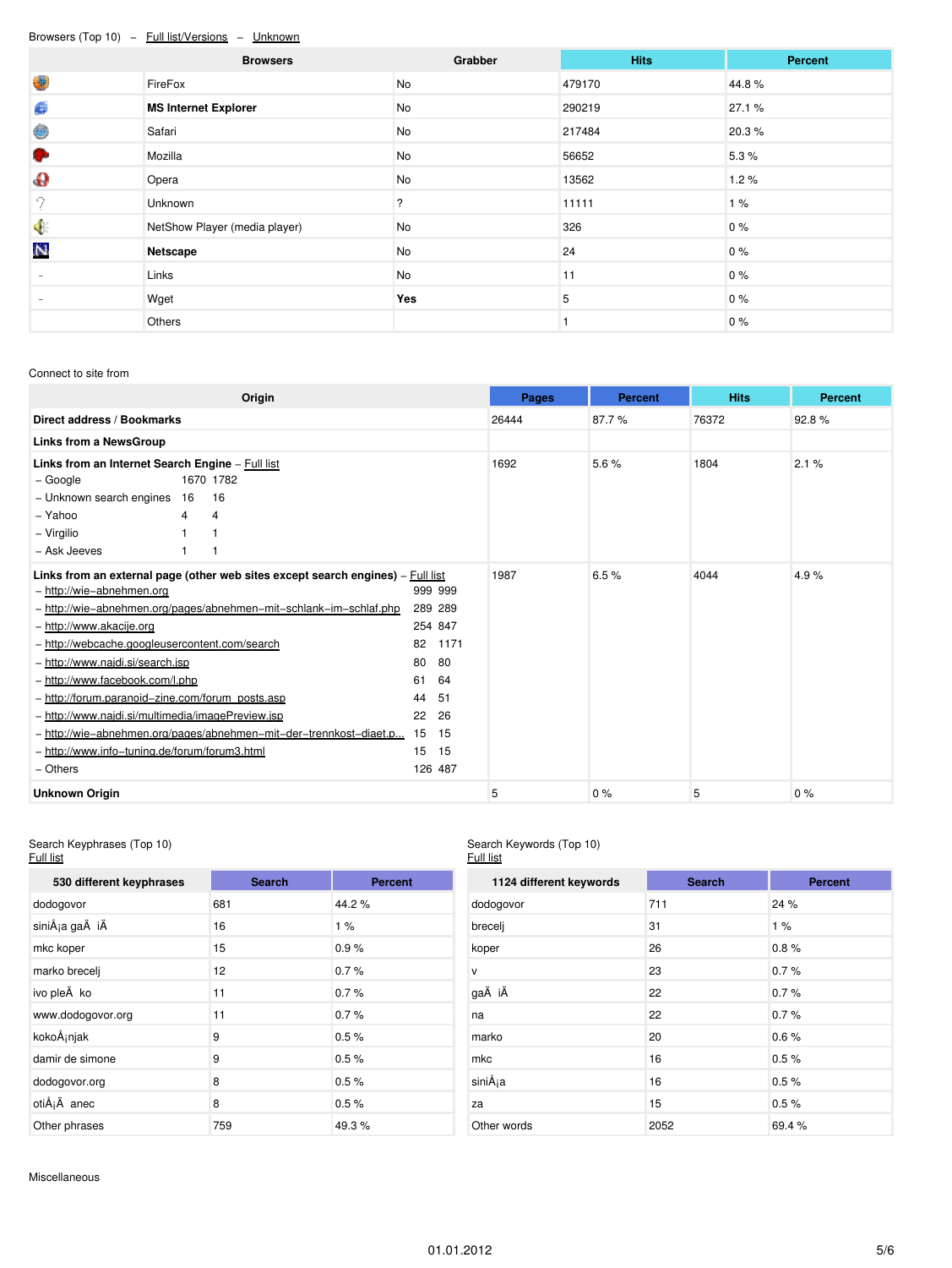Browsers (Top 10) – Full list/Versions – Unknown

| | Browsers | Grabber | Hits | Percent |
|---|---|---|---|---|
| | FireFox | No | 479170 | 44.8 % |
| | **MS Internet Explorer** | No | 290219 | 27.1 % |
| | Safari | No | 217484 | 20.3 % |
| | Mozilla | No | 56652 | 5.3 % |
| | Opera | No | 13562 | 1.2 % |
| | Unknown | ? | 11111 | 1 % |
| | NetShow Player (media player) | No | 326 | 0 % |
| | **Netscape** | No | 24 | 0 % |
| - | Links | No | 11 | 0 % |
| - | Wget | **Yes** | 5 | 0 % |
| | Others | | 1 | 0 % |

Connect to site from

| Origin | Pages | Percent | Hits | Percent |
|---|---|---|---|---|
| **Direct address / Bookmarks** | 26444 | 87.7 % | 76372 | 92.8 % |
| **Links from a NewsGroup** | | | | |
| **Links from an Internet Search Engine** – Full list<br>– Google 1670 1782<br>– Unknown search engines 16 16<br>– Yahoo 4 4<br>– Virgilio 1 1<br>– Ask Jeeves 1 1 | 1692 | 5.6 % | 1804 | 2.1 % |
| **Links from an external page (other web sites except search engines)** – Full list<br>– http://wie–abnehmen.org 999 999<br>– http://wie–abnehmen.org/pages/abnehmen–mit–schlank–im–schlaf.php 289 289<br>– http://www.akacije.org 254 847<br>– http://webcache.googleusercontent.com/search 82 1171<br>– http://www.najdi.si/search.jsp 80 80<br>– http://www.facebook.com/l.php 61 64<br>– http://forum.paranoid–zine.com/forum_posts.asp 44 51<br>– http://www.najdi.si/multimedia/imagePreview.jsp 22 26<br>– http://wie–abnehmen.org/pages/abnehmen–mit–der–trennkost–diaet.p... 15 15<br>– http://www.info–tuning.de/forum/forum3.html 15 15<br>– Others 126 487 | 1987 | 6.5 % | 4044 | 4.9 % |
| **Unknown Origin** | 5 | 0 % | 5 | 0 % |

Search Keyphrases (Top 10)
Full list

| 530 different keyphrases | Search | Percent |
|---|---|---|
| dodogovor | 681 | 44.2 % |
| siniÅ¡a gaÄ iÄ | 16 | 1 % |
| mkc koper | 15 | 0.9 % |
| marko brecelj | 12 | 0.7 % |
| ivo pleÄ ko | 11 | 0.7 % |
| www.dodogovor.org | 11 | 0.7 % |
| kokoÅ¡njak | 9 | 0.5 % |
| damir de simone | 9 | 0.5 % |
| dodogovor.org | 8 | 0.5 % |
| otiÅ¡Ä anec | 8 | 0.5 % |
| Other phrases | 759 | 49.3 % |

Search Keywords (Top 10)
Full list

| 1124 different keywords | Search | Percent |
|---|---|---|
| dodogovor | 711 | 24 % |
| brecelj | 31 | 1 % |
| koper | 26 | 0.8 % |
| v | 23 | 0.7 % |
| gaÄ iÄ | 22 | 0.7 % |
| na | 22 | 0.7 % |
| marko | 20 | 0.6 % |
| mkc | 16 | 0.5 % |
| siniÅ¡a | 16 | 0.5 % |
| za | 15 | 0.5 % |
| Other words | 2052 | 69.4 % |

Miscellaneous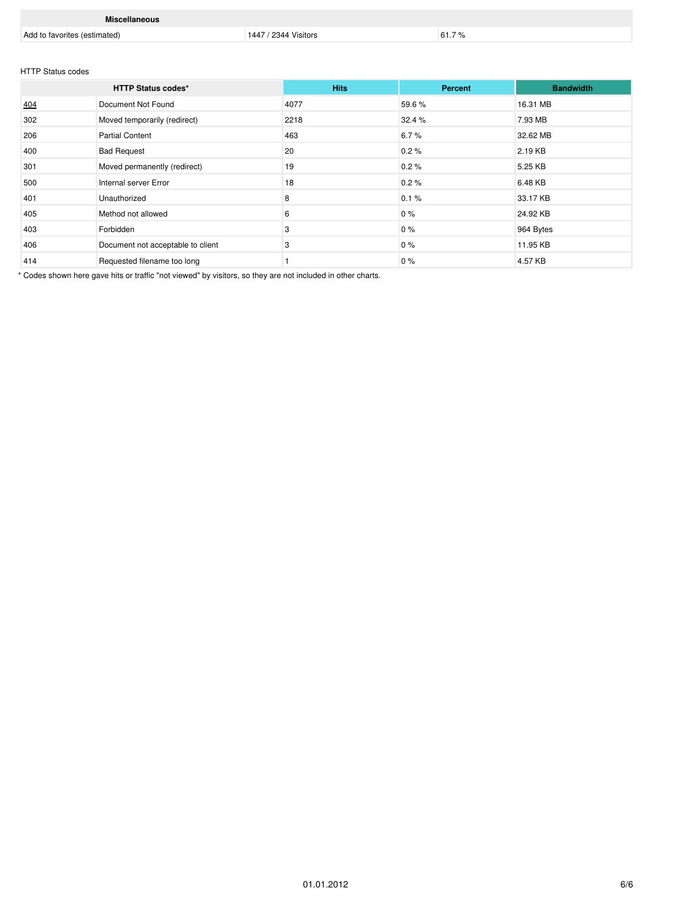| Miscellaneous | | |
|---|---|---|
| Add to favorites (estimated) | 1447 / 2344 Visitors | 61.7 % |

HTTP Status codes

| HTTP Status codes* | | Hits | Percent | Bandwidth |
|---|---|---|---|---|
| 404 | Document Not Found | 4077 | 59.6 % | 16.31 MB |
| 302 | Moved temporarily (redirect) | 2218 | 32.4 % | 7.93 MB |
| 206 | Partial Content | 463 | 6.7 % | 32.62 MB |
| 400 | Bad Request | 20 | 0.2 % | 2.19 KB |
| 301 | Moved permanently (redirect) | 19 | 0.2 % | 5.25 KB |
| 500 | Internal server Error | 18 | 0.2 % | 6.48 KB |
| 401 | Unauthorized | 8 | 0.1 % | 33.17 KB |
| 405 | Method not allowed | 6 | 0 % | 24.92 KB |
| 403 | Forbidden | 3 | 0 % | 964 Bytes |
| 406 | Document not acceptable to client | 3 | 0 % | 11.95 KB |
| 414 | Requested filename too long | 1 | 0 % | 4.57 KB |

* Codes shown here gave hits or traffic "not viewed" by visitors, so they are not included in other charts.